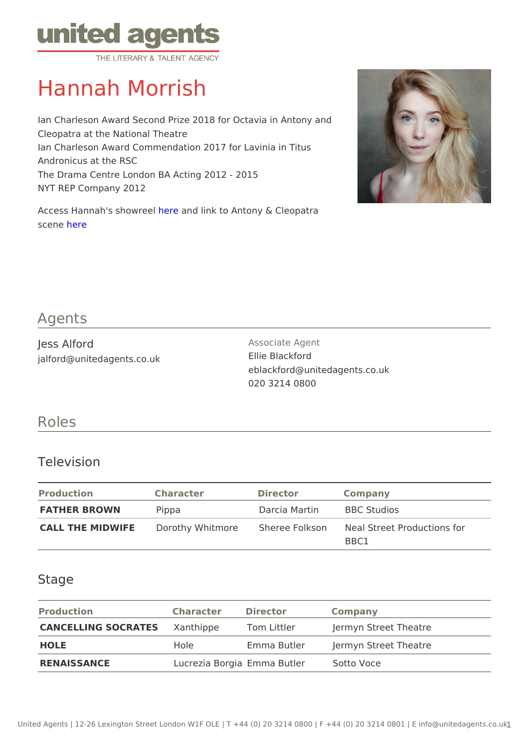united agents
THE LITERARY & TALENT AGENCY

# Hannah Morrish

Ian Charleson Award Second Prize 2018 for Octavia in Antony and Cleopatra at the National Theatre
Ian Charleson Award Commendation 2017 for Lavinia in Titus Andronicus at the RSC
The Drama Centre London BA Acting 2012 - 2015
NYT REP Company 2012

Access Hannah's showreel here and link to Antony & Cleopatra scene here

## Agents

Jess Alford
jalford@unitedagents.co.uk

Associate Agent
Ellie Blackford
eblackford@unitedagents.co.uk
020 3214 0800

## Roles

### Television

| Production | Character | Director | Company |
| --- | --- | --- | --- |
| **FATHER BROWN** | Pippa | Darcia Martin | BBC Studios |
| **CALL THE MIDWIFE** | Dorothy Whitmore | Sheree Folkson | Neal Street Productions for BBC1 |

### Stage

| Production | Character | Director | Company |
| --- | --- | --- | --- |
| **CANCELLING SOCRATES** | Xanthippe | Tom Littler | Jermyn Street Theatre |
| **HOLE** | Hole | Emma Butler | Jermyn Street Theatre |
| **RENAISSANCE** | Lucrezia Borgia | Emma Butler | Sotto Voce |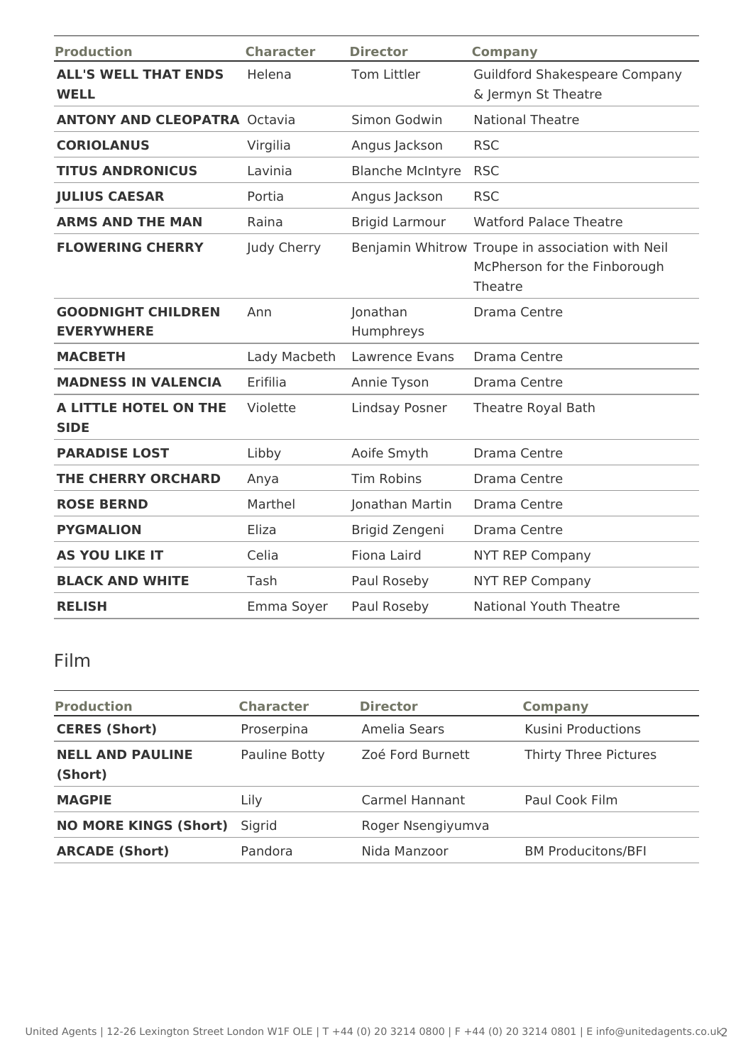| Production | Character | Director | Company |
|---|---|---|---|
| **ALL'S WELL THAT ENDS WELL** | Helena | Tom Littler | Guildford Shakespeare Company & Jermyn St Theatre |
| **ANTONY AND CLEOPATRA** | Octavia | Simon Godwin | National Theatre |
| **CORIOLANUS** | Virgilia | Angus Jackson | RSC |
| **TITUS ANDRONICUS** | Lavinia | Blanche McIntyre | RSC |
| **JULIUS CAESAR** | Portia | Angus Jackson | RSC |
| **ARMS AND THE MAN** | Raina | Brigid Larmour | Watford Palace Theatre |
| **FLOWERING CHERRY** | Judy Cherry | Benjamin Whitrow | Troupe in association with Neil McPherson for the Finborough Theatre |
| **GOODNIGHT CHILDREN EVERYWHERE** | Ann | Jonathan Humphreys | Drama Centre |
| **MACBETH** | Lady Macbeth | Lawrence Evans | Drama Centre |
| **MADNESS IN VALENCIA** | Erifilia | Annie Tyson | Drama Centre |
| **A LITTLE HOTEL ON THE SIDE** | Violette | Lindsay Posner | Theatre Royal Bath |
| **PARADISE LOST** | Libby | Aoife Smyth | Drama Centre |
| **THE CHERRY ORCHARD** | Anya | Tim Robins | Drama Centre |
| **ROSE BERND** | Marthel | Jonathan Martin | Drama Centre |
| **PYGMALION** | Eliza | Brigid Zengeni | Drama Centre |
| **AS YOU LIKE IT** | Celia | Fiona Laird | NYT REP Company |
| **BLACK AND WHITE** | Tash | Paul Roseby | NYT REP Company |
| **RELISH** | Emma Soyer | Paul Roseby | National Youth Theatre |

## Film

| Production | Character | Director | Company |
|---|---|---|---|
| **CERES (Short)** | Proserpina | Amelia Sears | Kusini Productions |
| **NELL AND PAULINE (Short)** | Pauline Botty | Zoé Ford Burnett | Thirty Three Pictures |
| **MAGPIE** | Lily | Carmel Hannant | Paul Cook Film |
| **NO MORE KINGS (Short)** | Sigrid | Roger Nsengiyumva | |
| **ARCADE (Short)** | Pandora | Nida Manzoor | BM Producitons/BFI |